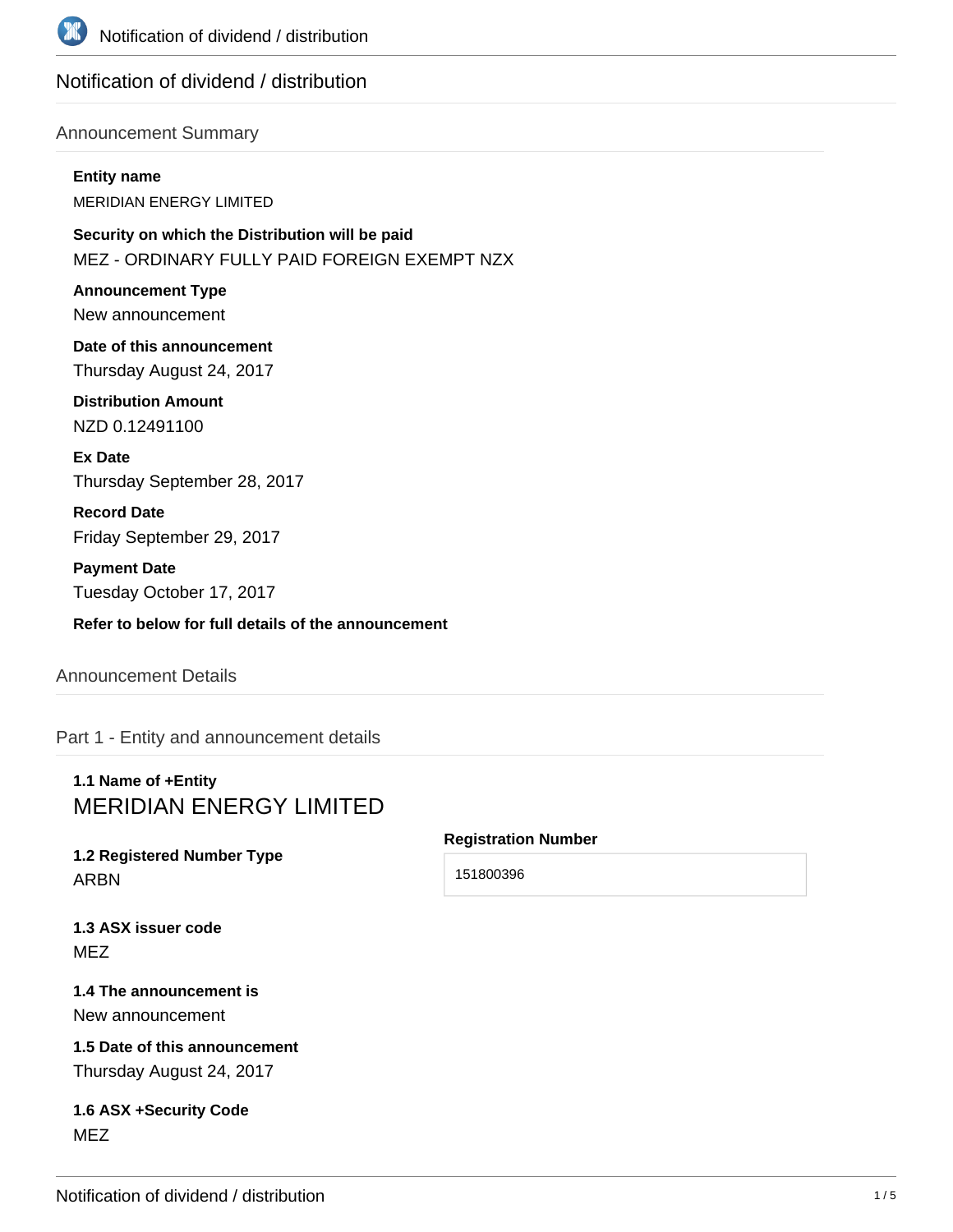# Notification of dividend / distribution

## Announcement Summary

**Entity name**

MERIDIAN ENERGY LIMITED

**Security on which the Distribution will be paid**

MEZ - ORDINARY FULLY PAID FOREIGN EXEMPT NZX

**Announcement Type**

New announcement

**Date of this announcement**

Thursday August 24, 2017

**Distribution Amount**

NZD 0.12491100

**Ex Date**

Thursday September 28, 2017

**Record Date**

Friday September 29, 2017

**Payment Date**

Tuesday October 17, 2017

**Refer to below for full details of the announcement**

## Announcement Details

### Part 1 - Entity and announcement details

**1.1 Name of +Entity**

MERIDIAN ENERGY LIMITED

**1.2 Registered Number Type**

ARBN

**Registration Number**

151800396

**1.3 ASX issuer code**

MEZ

**1.4 The announcement is**

New announcement

**1.5 Date of this announcement**

Thursday August 24, 2017

**1.6 ASX +Security Code**

MEZ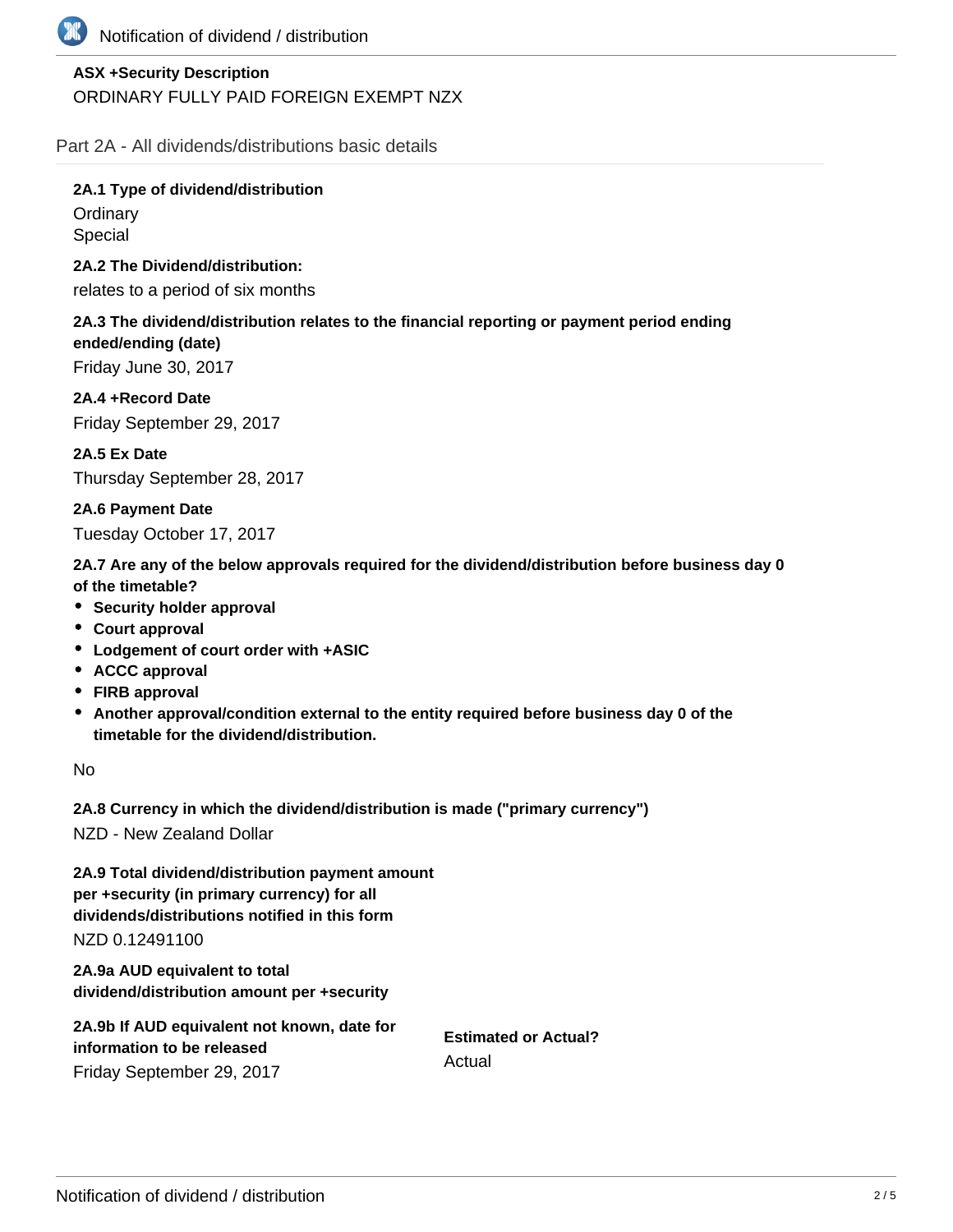**ASX +Security Description**

ORDINARY FULLY PAID FOREIGN EXEMPT NZX

## Part 2A - All dividends/distributions basic details

**2A.1 Type of dividend/distribution**

Ordinary
Special

**2A.2 The Dividend/distribution:**

relates to a period of six months

**2A.3 The dividend/distribution relates to the financial reporting or payment period ending ended/ending (date)**

Friday June 30, 2017

**2A.4 +Record Date**

Friday September 29, 2017

**2A.5 Ex Date**

Thursday September 28, 2017

**2A.6 Payment Date**

Tuesday October 17, 2017

**2A.7 Are any of the below approvals required for the dividend/distribution before business day 0 of the timetable?**

- **Security holder approval**
- **Court approval**
- **Lodgement of court order with +ASIC**
- **ACCC approval**
- **FIRB approval**
- **Another approval/condition external to the entity required before business day 0 of the timetable for the dividend/distribution.**

No

**2A.8 Currency in which the dividend/distribution is made ("primary currency")**

NZD - New Zealand Dollar

**2A.9 Total dividend/distribution payment amount per +security (in primary currency) for all dividends/distributions notified in this form**

NZD 0.12491100

**2A.9a AUD equivalent to total dividend/distribution amount per +security**

**2A.9b If AUD equivalent not known, date for information to be released**

Friday September 29, 2017

**Estimated or Actual?**

Actual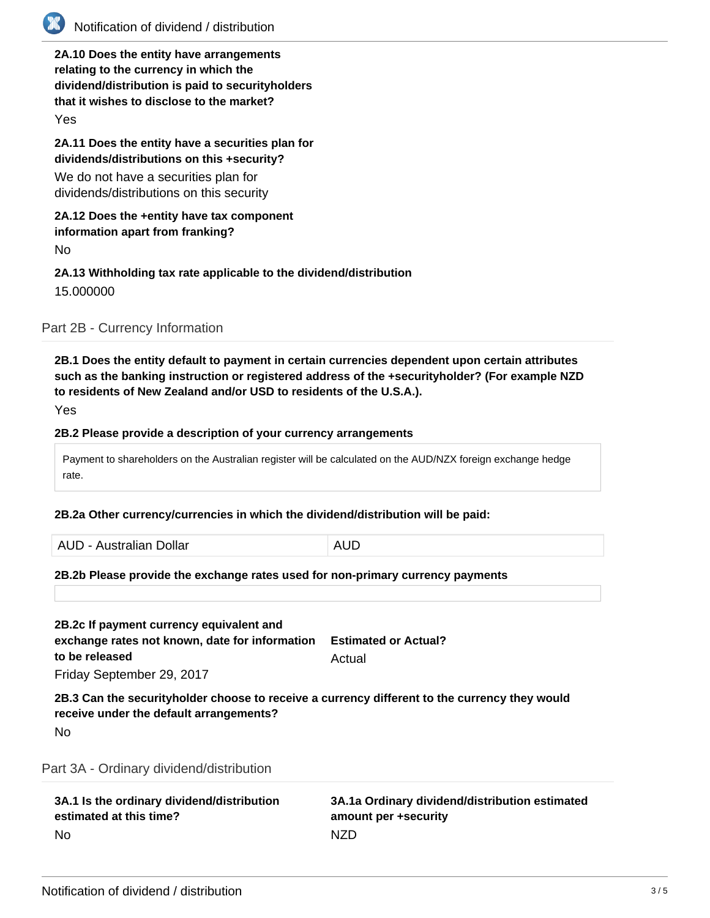**2A.10 Does the entity have arrangements relating to the currency in which the dividend/distribution is paid to securityholders that it wishes to disclose to the market?**

Yes

**2A.11 Does the entity have a securities plan for dividends/distributions on this +security?**

We do not have a securities plan for dividends/distributions on this security

**2A.12 Does the +entity have tax component information apart from franking?**

No

**2A.13 Withholding tax rate applicable to the dividend/distribution**

15.000000

## Part 2B - Currency Information

**2B.1 Does the entity default to payment in certain currencies dependent upon certain attributes such as the banking instruction or registered address of the +securityholder? (For example NZD to residents of New Zealand and/or USD to residents of the U.S.A.).**

Yes

**2B.2 Please provide a description of your currency arrangements**

Payment to shareholders on the Australian register will be calculated on the AUD/NZX foreign exchange hedge rate.

**2B.2a Other currency/currencies in which the dividend/distribution will be paid:**

| AUD - Australian Dollar | AUD |
|---|---|

**2B.2b Please provide the exchange rates used for non-primary currency payments**

**2B.2c If payment currency equivalent and exchange rates not known, date for information to be released**

Friday September 29, 2017

**Estimated or Actual?**

Actual

**2B.3 Can the securityholder choose to receive a currency different to the currency they would receive under the default arrangements?**

No

## Part 3A - Ordinary dividend/distribution

**3A.1 Is the ordinary dividend/distribution estimated at this time?**

No

**3A.1a Ordinary dividend/distribution estimated amount per +security**

NZD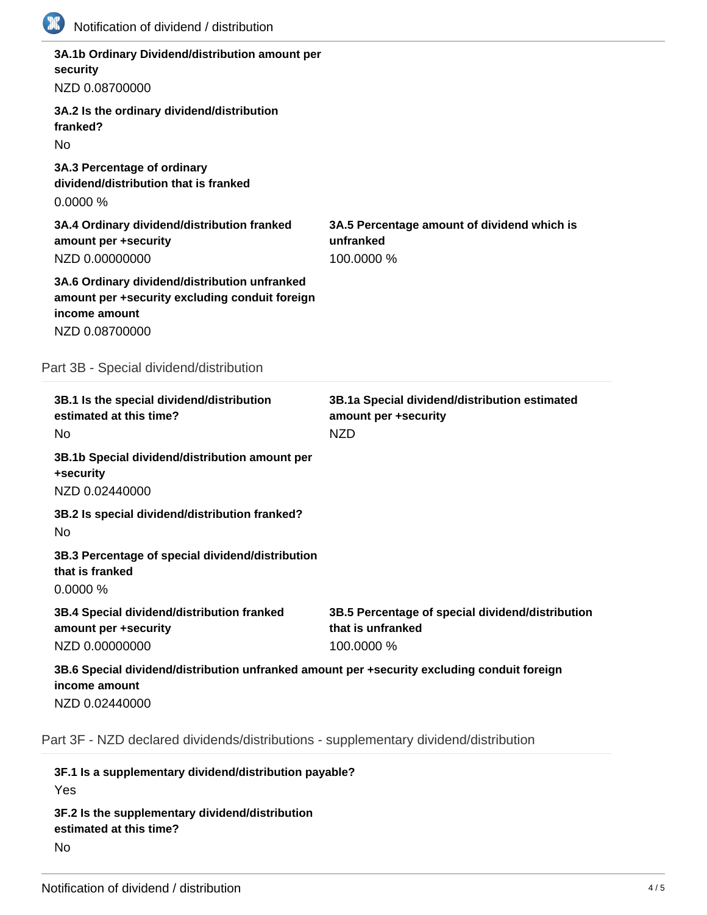**3A.1b Ordinary Dividend/distribution amount per security**

NZD 0.08700000

**3A.2 Is the ordinary dividend/distribution franked?**

No

**3A.3 Percentage of ordinary dividend/distribution that is franked**

0.0000 %

**3A.4 Ordinary dividend/distribution franked amount per +security**

NZD 0.00000000

**3A.5 Percentage amount of dividend which is unfranked**

100.0000 %

**3A.6 Ordinary dividend/distribution unfranked amount per +security excluding conduit foreign income amount**

NZD 0.08700000

## Part 3B - Special dividend/distribution

**3B.1 Is the special dividend/distribution estimated at this time?**

No

**3B.1a Special dividend/distribution estimated amount per +security**

NZD

**3B.1b Special dividend/distribution amount per +security**

NZD 0.02440000

**3B.2 Is special dividend/distribution franked?**

No

**3B.3 Percentage of special dividend/distribution that is franked**

0.0000 %

**3B.4 Special dividend/distribution franked amount per +security**

NZD 0.00000000

**3B.5 Percentage of special dividend/distribution that is unfranked**

100.0000 %

**3B.6 Special dividend/distribution unfranked amount per +security excluding conduit foreign income amount**

NZD 0.02440000

## Part 3F - NZD declared dividends/distributions - supplementary dividend/distribution

**3F.1 Is a supplementary dividend/distribution payable?**

Yes

**3F.2 Is the supplementary dividend/distribution estimated at this time?**

No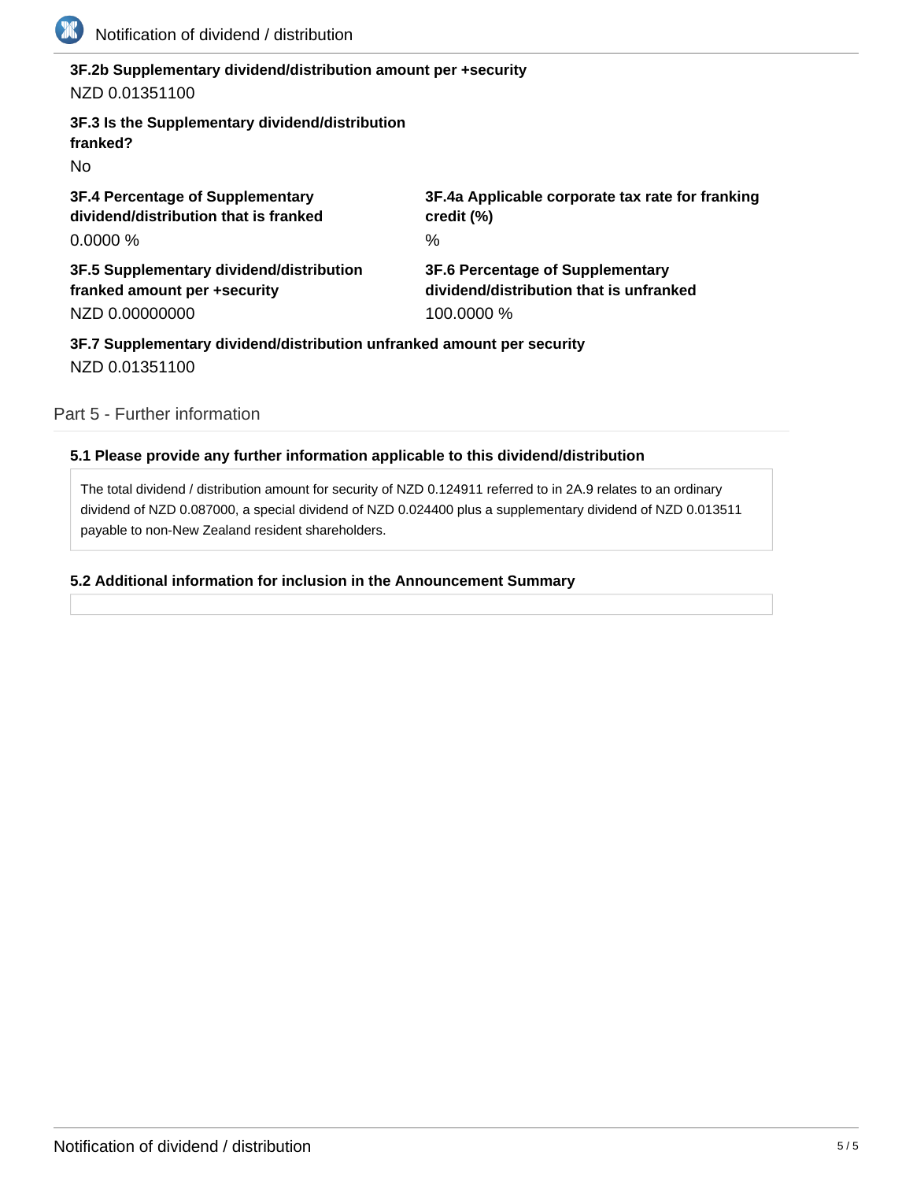**3F.2b Supplementary dividend/distribution amount per +security**

NZD 0.01351100

**3F.3 Is the Supplementary dividend/distribution franked?**

No

**3F.4 Percentage of Supplementary dividend/distribution that is franked**

0.0000 %

**3F.4a Applicable corporate tax rate for franking credit (%)**

%

**3F.5 Supplementary dividend/distribution franked amount per +security**

NZD 0.00000000

**3F.6 Percentage of Supplementary dividend/distribution that is unfranked**

100.0000 %

**3F.7 Supplementary dividend/distribution unfranked amount per security**

NZD 0.01351100

## Part 5 - Further information

**5.1 Please provide any further information applicable to this dividend/distribution**

The total dividend / distribution amount for security of NZD 0.124911 referred to in 2A.9 relates to an ordinary dividend of NZD 0.087000, a special dividend of NZD 0.024400 plus a supplementary dividend of NZD 0.013511 payable to non-New Zealand resident shareholders.

**5.2 Additional information for inclusion in the Announcement Summary**